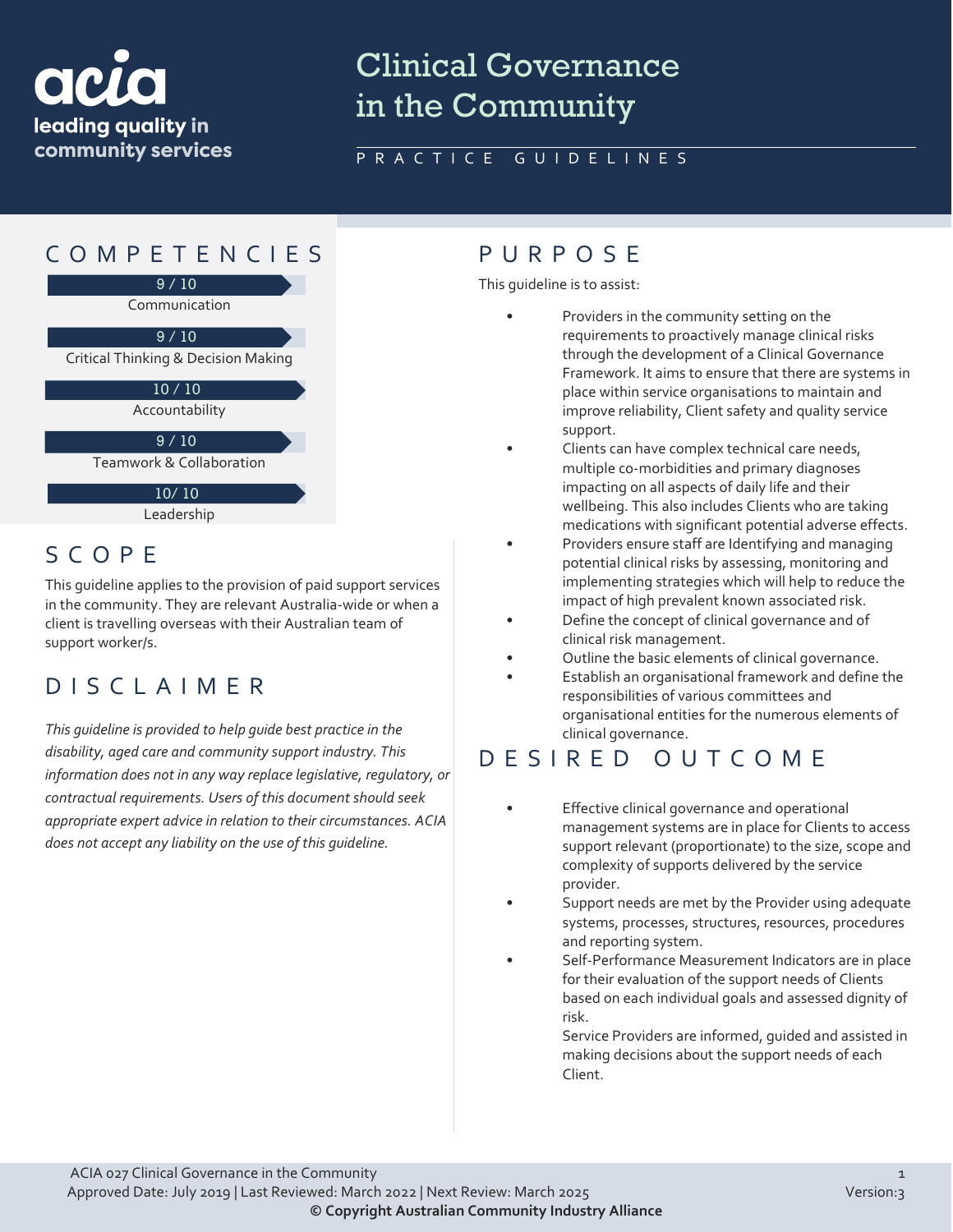acia
leading quality in community services

# Clinical Governance in the Community

PRACTICE GUIDELINES

## COMPETENCIES

9 / 10
Communication

9 / 10
Critical Thinking & Decision Making

10 / 10
Accountability

9 / 10
Teamwork & Collaboration

10/ 10
Leadership

## SCOPE

This guideline applies to the provision of paid support services in the community. They are relevant Australia-wide or when a client is travelling overseas with their Australian team of support worker/s.

## DISCLAIMER

*This guideline is provided to help guide best practice in the disability, aged care and community support industry. This information does not in any way replace legislative, regulatory, or contractual requirements. Users of this document should seek appropriate expert advice in relation to their circumstances. ACIA does not accept any liability on the use of this guideline.*

## PURPOSE

This guideline is to assist:

- Providers in the community setting on the requirements to proactively manage clinical risks through the development of a Clinical Governance Framework. It aims to ensure that there are systems in place within service organisations to maintain and improve reliability, Client safety and quality service support.
- Clients can have complex technical care needs, multiple co-morbidities and primary diagnoses impacting on all aspects of daily life and their wellbeing. This also includes Clients who are taking medications with significant potential adverse effects.
- Providers ensure staff are Identifying and managing potential clinical risks by assessing, monitoring and implementing strategies which will help to reduce the impact of high prevalent known associated risk.
- Define the concept of clinical governance and of clinical risk management.
- Outline the basic elements of clinical governance.
- Establish an organisational framework and define the responsibilities of various committees and organisational entities for the numerous elements of clinical governance.

## DESIRED OUTCOME

- Effective clinical governance and operational management systems are in place for Clients to access support relevant (proportionate) to the size, scope and complexity of supports delivered by the service provider.
- Support needs are met by the Provider using adequate systems, processes, structures, resources, procedures and reporting system.
- Self-Performance Measurement Indicators are in place for their evaluation of the support needs of Clients based on each individual goals and assessed dignity of risk.

  Service Providers are informed, guided and assisted in making decisions about the support needs of each Client.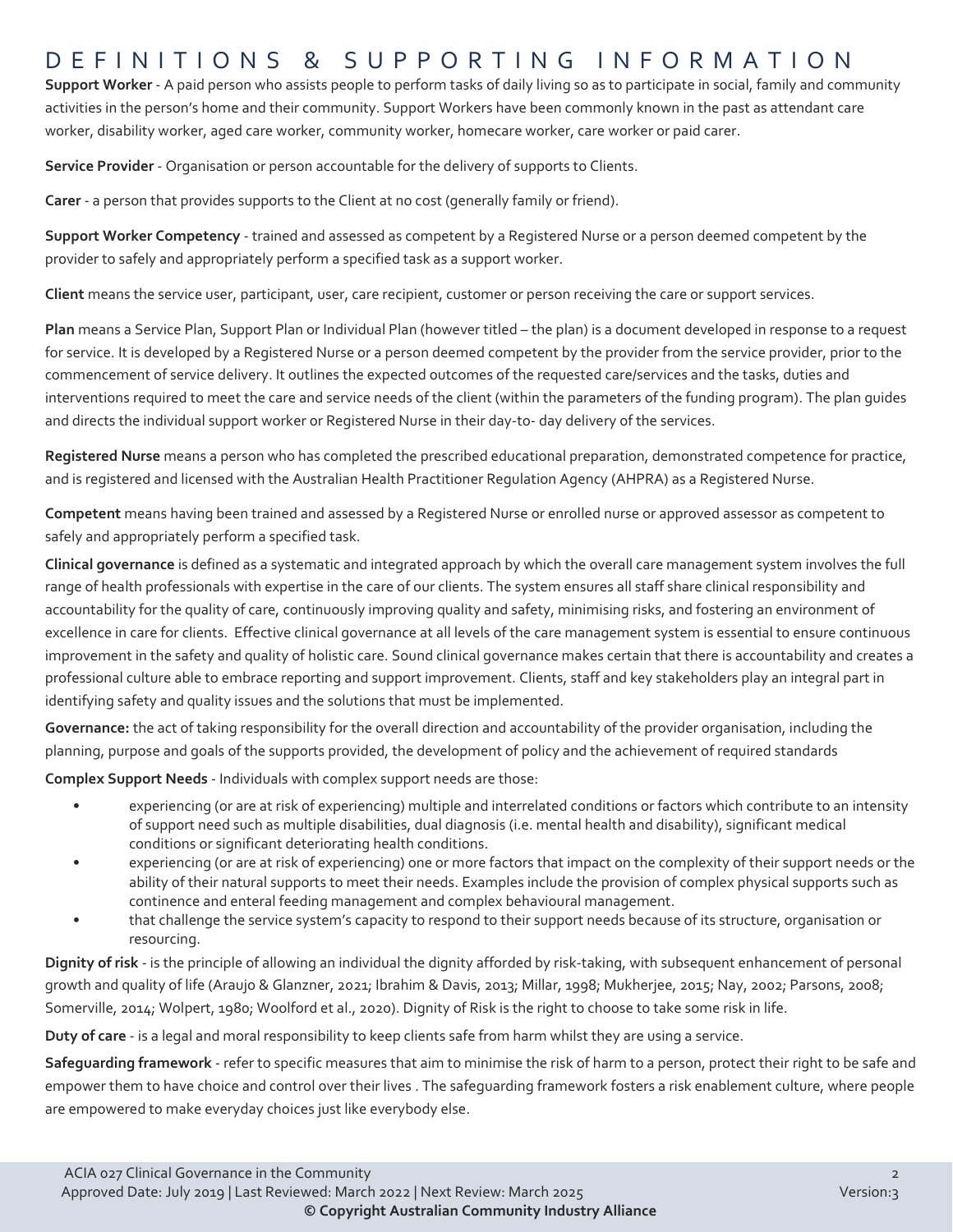# DEFINITIONS & SUPPORTING INFORMATION

**Support Worker** - A paid person who assists people to perform tasks of daily living so as to participate in social, family and community activities in the person's home and their community. Support Workers have been commonly known in the past as attendant care worker, disability worker, aged care worker, community worker, homecare worker, care worker or paid carer.

**Service Provider** - Organisation or person accountable for the delivery of supports to Clients.

**Carer** - a person that provides supports to the Client at no cost (generally family or friend).

**Support Worker Competency** - trained and assessed as competent by a Registered Nurse or a person deemed competent by the provider to safely and appropriately perform a specified task as a support worker.

**Client** means the service user, participant, user, care recipient, customer or person receiving the care or support services.

**Plan** means a Service Plan, Support Plan or Individual Plan (however titled – the plan) is a document developed in response to a request for service. It is developed by a Registered Nurse or a person deemed competent by the provider from the service provider, prior to the commencement of service delivery. It outlines the expected outcomes of the requested care/services and the tasks, duties and interventions required to meet the care and service needs of the client (within the parameters of the funding program). The plan guides and directs the individual support worker or Registered Nurse in their day-to- day delivery of the services.

**Registered Nurse** means a person who has completed the prescribed educational preparation, demonstrated competence for practice, and is registered and licensed with the Australian Health Practitioner Regulation Agency (AHPRA) as a Registered Nurse.

**Competent** means having been trained and assessed by a Registered Nurse or enrolled nurse or approved assessor as competent to safely and appropriately perform a specified task.

**Clinical governance** is defined as a systematic and integrated approach by which the overall care management system involves the full range of health professionals with expertise in the care of our clients. The system ensures all staff share clinical responsibility and accountability for the quality of care, continuously improving quality and safety, minimising risks, and fostering an environment of excellence in care for clients. Effective clinical governance at all levels of the care management system is essential to ensure continuous improvement in the safety and quality of holistic care. Sound clinical governance makes certain that there is accountability and creates a professional culture able to embrace reporting and support improvement. Clients, staff and key stakeholders play an integral part in identifying safety and quality issues and the solutions that must be implemented.

**Governance:** the act of taking responsibility for the overall direction and accountability of the provider organisation, including the planning, purpose and goals of the supports provided, the development of policy and the achievement of required standards

**Complex Support Needs** - Individuals with complex support needs are those:

- experiencing (or are at risk of experiencing) multiple and interrelated conditions or factors which contribute to an intensity of support need such as multiple disabilities, dual diagnosis (i.e. mental health and disability), significant medical conditions or significant deteriorating health conditions.
- experiencing (or are at risk of experiencing) one or more factors that impact on the complexity of their support needs or the ability of their natural supports to meet their needs. Examples include the provision of complex physical supports such as continence and enteral feeding management and complex behavioural management.
- that challenge the service system's capacity to respond to their support needs because of its structure, organisation or resourcing.

**Dignity of risk** - is the principle of allowing an individual the dignity afforded by risk-taking, with subsequent enhancement of personal growth and quality of life (Araujo & Glanzner, 2021; Ibrahim & Davis, 2013; Millar, 1998; Mukherjee, 2015; Nay, 2002; Parsons, 2008; Somerville, 2014; Wolpert, 1980; Woolford et al., 2020). Dignity of Risk is the right to choose to take some risk in life.

**Duty of care** - is a legal and moral responsibility to keep clients safe from harm whilst they are using a service.

**Safeguarding framework** - refer to specific measures that aim to minimise the risk of harm to a person, protect their right to be safe and empower them to have choice and control over their lives . The safeguarding framework fosters a risk enablement culture, where people are empowered to make everyday choices just like everybody else.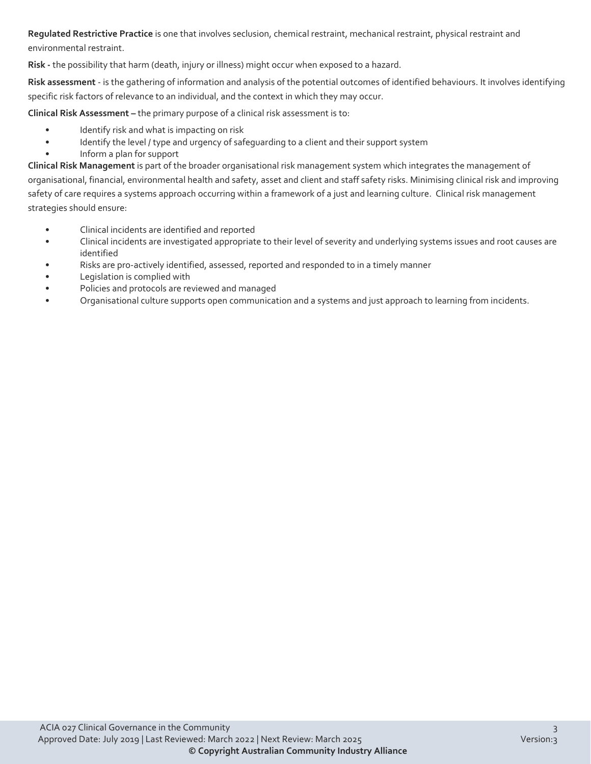**Regulated Restrictive Practice** is one that involves seclusion, chemical restraint, mechanical restraint, physical restraint and environmental restraint.

**Risk -** the possibility that harm (death, injury or illness) might occur when exposed to a hazard.

**Risk assessment** - is the gathering of information and analysis of the potential outcomes of identified behaviours. It involves identifying specific risk factors of relevance to an individual, and the context in which they may occur.

**Clinical Risk Assessment –** the primary purpose of a clinical risk assessment is to:

- Identify risk and what is impacting on risk
- Identify the level / type and urgency of safeguarding to a client and their support system
- Inform a plan for support

**Clinical Risk Management** is part of the broader organisational risk management system which integrates the management of organisational, financial, environmental health and safety, asset and client and staff safety risks. Minimising clinical risk and improving safety of care requires a systems approach occurring within a framework of a just and learning culture. Clinical risk management strategies should ensure:

- Clinical incidents are identified and reported
- Clinical incidents are investigated appropriate to their level of severity and underlying systems issues and root causes are identified
- Risks are pro-actively identified, assessed, reported and responded to in a timely manner
- Legislation is complied with
- Policies and protocols are reviewed and managed
- Organisational culture supports open communication and a systems and just approach to learning from incidents.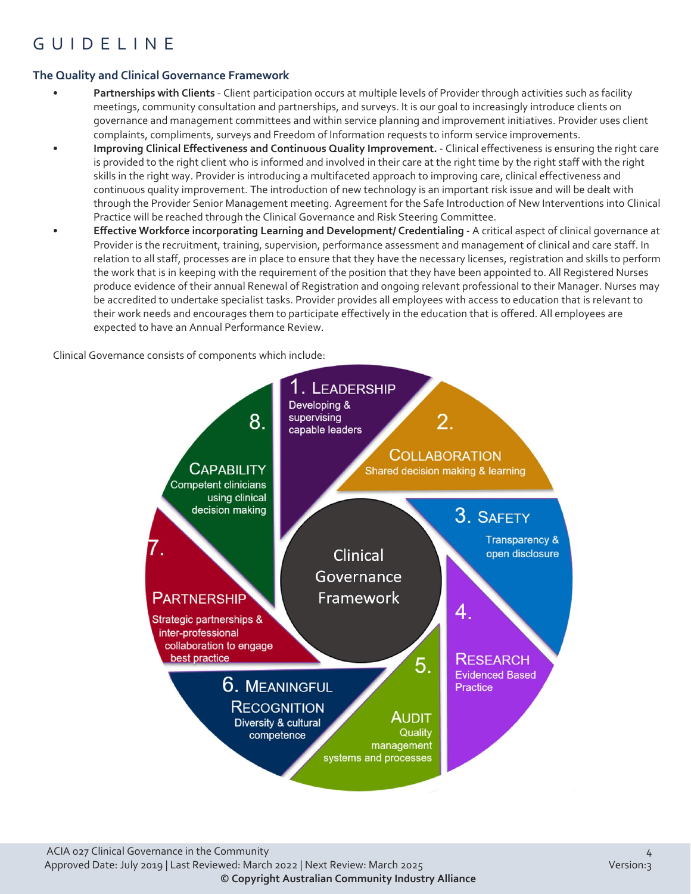## The Quality and Clinical Governance Framework

- **Partnerships with Clients** - Client participation occurs at multiple levels of Provider through activities such as facility meetings, community consultation and partnerships, and surveys. It is our goal to increasingly introduce clients on governance and management committees and within service planning and improvement initiatives. Provider uses client complaints, compliments, surveys and Freedom of Information requests to inform service improvements.
- **Improving Clinical Effectiveness and Continuous Quality Improvement.** - Clinical effectiveness is ensuring the right care is provided to the right client who is informed and involved in their care at the right time by the right staff with the right skills in the right way. Provider is introducing a multifaceted approach to improving care, clinical effectiveness and continuous quality improvement. The introduction of new technology is an important risk issue and will be dealt with through the Provider Senior Management meeting. Agreement for the Safe Introduction of New Interventions into Clinical Practice will be reached through the Clinical Governance and Risk Steering Committee.
- **Effective Workforce incorporating Learning and Development/ Credentialing** - A critical aspect of clinical governance at Provider is the recruitment, training, supervision, performance assessment and management of clinical and care staff. In relation to all staff, processes are in place to ensure that they have the necessary licenses, registration and skills to perform the work that is in keeping with the requirement of the position that they have been appointed to. All Registered Nurses produce evidence of their annual Renewal of Registration and ongoing relevant professional to their Manager. Nurses may be accredited to undertake specialist tasks. Provider provides all employees with access to education that is relevant to their work needs and encourages them to participate effectively in the education that is offered. All employees are expected to have an Annual Performance Review.

Clinical Governance consists of components which include:

**Clinical Governance Framework**

1. **Leadership** – Developing & supervising capable leaders
2. **Collaboration** – Shared decision making & learning
3. **Safety** – Transparency & open disclosure
4. **Research** – Evidenced Based Practice
5. **Audit** – Quality management systems and processes
6. **Meaningful Recognition** – Diversity & cultural competence
7. **Partnership** – Strategic partnerships & inter-professional collaboration to engage best practice
8. **Capability** – Competent clinicians using clinical decision making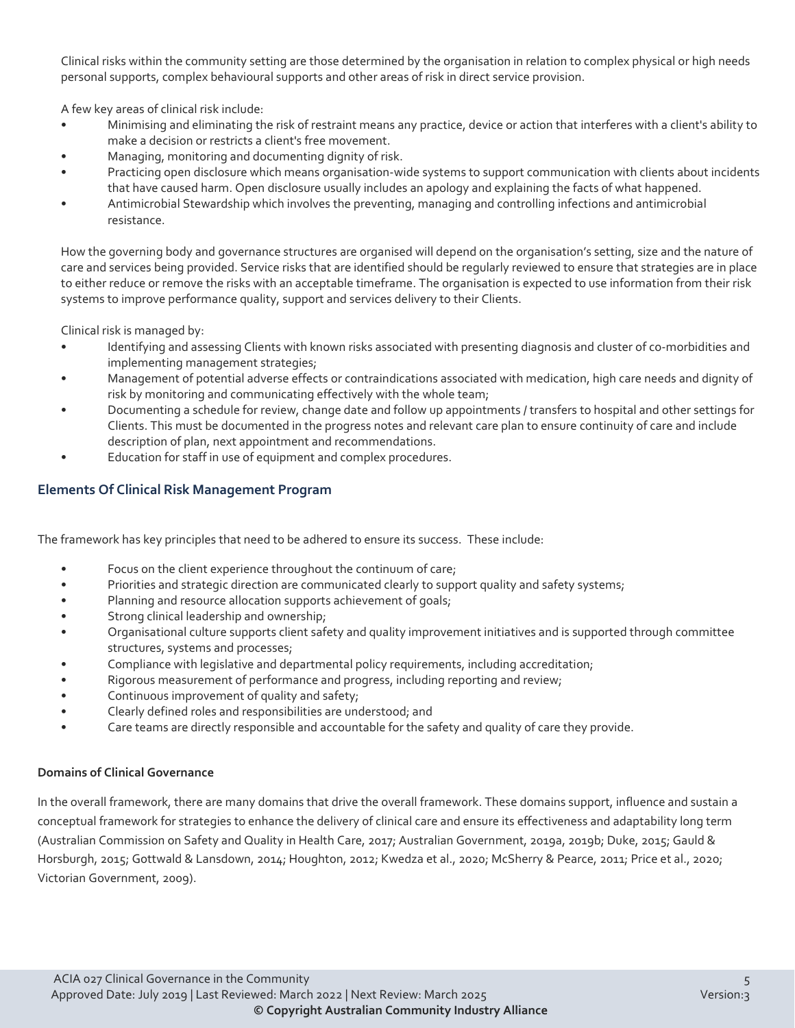Clinical risks within the community setting are those determined by the organisation in relation to complex physical or high needs personal supports, complex behavioural supports and other areas of risk in direct service provision.

A few key areas of clinical risk include:

- Minimising and eliminating the risk of restraint means any practice, device or action that interferes with a client's ability to make a decision or restricts a client's free movement.
- Managing, monitoring and documenting dignity of risk.
- Practicing open disclosure which means organisation-wide systems to support communication with clients about incidents that have caused harm. Open disclosure usually includes an apology and explaining the facts of what happened.
- Antimicrobial Stewardship which involves the preventing, managing and controlling infections and antimicrobial resistance.

How the governing body and governance structures are organised will depend on the organisation's setting, size and the nature of care and services being provided. Service risks that are identified should be regularly reviewed to ensure that strategies are in place to either reduce or remove the risks with an acceptable timeframe. The organisation is expected to use information from their risk systems to improve performance quality, support and services delivery to their Clients.

Clinical risk is managed by:

- Identifying and assessing Clients with known risks associated with presenting diagnosis and cluster of co-morbidities and implementing management strategies;
- Management of potential adverse effects or contraindications associated with medication, high care needs and dignity of risk by monitoring and communicating effectively with the whole team;
- Documenting a schedule for review, change date and follow up appointments / transfers to hospital and other settings for Clients. This must be documented in the progress notes and relevant care plan to ensure continuity of care and include description of plan, next appointment and recommendations.
- Education for staff in use of equipment and complex procedures.

## Elements Of Clinical Risk Management Program

The framework has key principles that need to be adhered to ensure its success. These include:

- Focus on the client experience throughout the continuum of care;
- Priorities and strategic direction are communicated clearly to support quality and safety systems;
- Planning and resource allocation supports achievement of goals;
- Strong clinical leadership and ownership;
- Organisational culture supports client safety and quality improvement initiatives and is supported through committee structures, systems and processes;
- Compliance with legislative and departmental policy requirements, including accreditation;
- Rigorous measurement of performance and progress, including reporting and review;
- Continuous improvement of quality and safety;
- Clearly defined roles and responsibilities are understood; and
- Care teams are directly responsible and accountable for the safety and quality of care they provide.

### Domains of Clinical Governance

In the overall framework, there are many domains that drive the overall framework. These domains support, influence and sustain a conceptual framework for strategies to enhance the delivery of clinical care and ensure its effectiveness and adaptability long term (Australian Commission on Safety and Quality in Health Care, 2017; Australian Government, 2019a, 2019b; Duke, 2015; Gauld & Horsburgh, 2015; Gottwald & Lansdown, 2014; Houghton, 2012; Kwedza et al., 2020; McSherry & Pearce, 2011; Price et al., 2020; Victorian Government, 2009).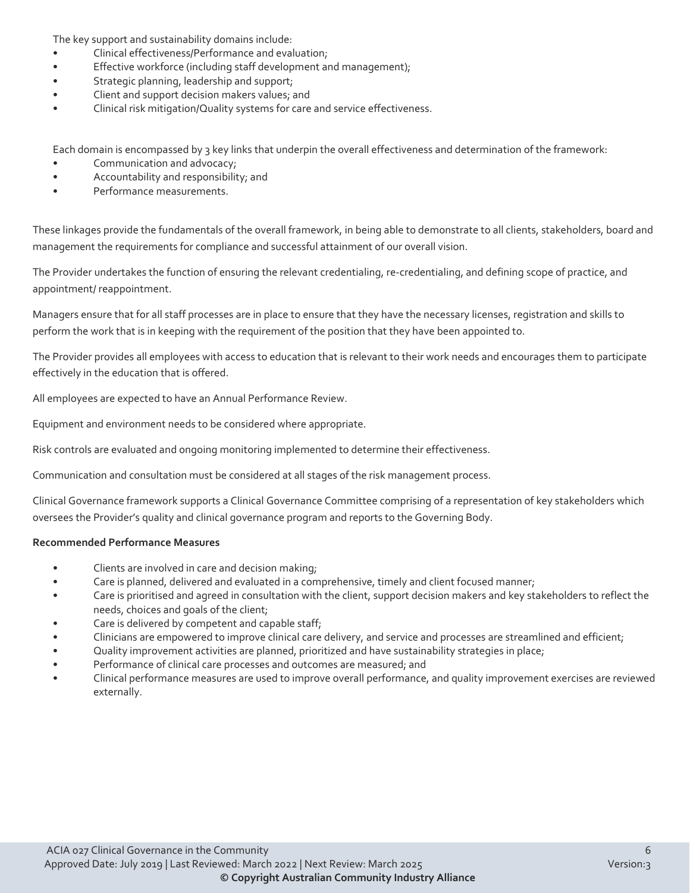The key support and sustainability domains include:

- Clinical effectiveness/Performance and evaluation;
- Effective workforce (including staff development and management);
- Strategic planning, leadership and support;
- Client and support decision makers values; and
- Clinical risk mitigation/Quality systems for care and service effectiveness.

Each domain is encompassed by 3 key links that underpin the overall effectiveness and determination of the framework:

- Communication and advocacy;
- Accountability and responsibility; and
- Performance measurements.

These linkages provide the fundamentals of the overall framework, in being able to demonstrate to all clients, stakeholders, board and management the requirements for compliance and successful attainment of our overall vision.

The Provider undertakes the function of ensuring the relevant credentialing, re-credentialing, and defining scope of practice, and appointment/ reappointment.

Managers ensure that for all staff processes are in place to ensure that they have the necessary licenses, registration and skills to perform the work that is in keeping with the requirement of the position that they have been appointed to.

The Provider provides all employees with access to education that is relevant to their work needs and encourages them to participate effectively in the education that is offered.

All employees are expected to have an Annual Performance Review.

Equipment and environment needs to be considered where appropriate.

Risk controls are evaluated and ongoing monitoring implemented to determine their effectiveness.

Communication and consultation must be considered at all stages of the risk management process.

Clinical Governance framework supports a Clinical Governance Committee comprising of a representation of key stakeholders which oversees the Provider's quality and clinical governance program and reports to the Governing Body.

**Recommended Performance Measures**

- Clients are involved in care and decision making;
- Care is planned, delivered and evaluated in a comprehensive, timely and client focused manner;
- Care is prioritised and agreed in consultation with the client, support decision makers and key stakeholders to reflect the needs, choices and goals of the client;
- Care is delivered by competent and capable staff;
- Clinicians are empowered to improve clinical care delivery, and service and processes are streamlined and efficient;
- Quality improvement activities are planned, prioritized and have sustainability strategies in place;
- Performance of clinical care processes and outcomes are measured; and
- Clinical performance measures are used to improve overall performance, and quality improvement exercises are reviewed externally.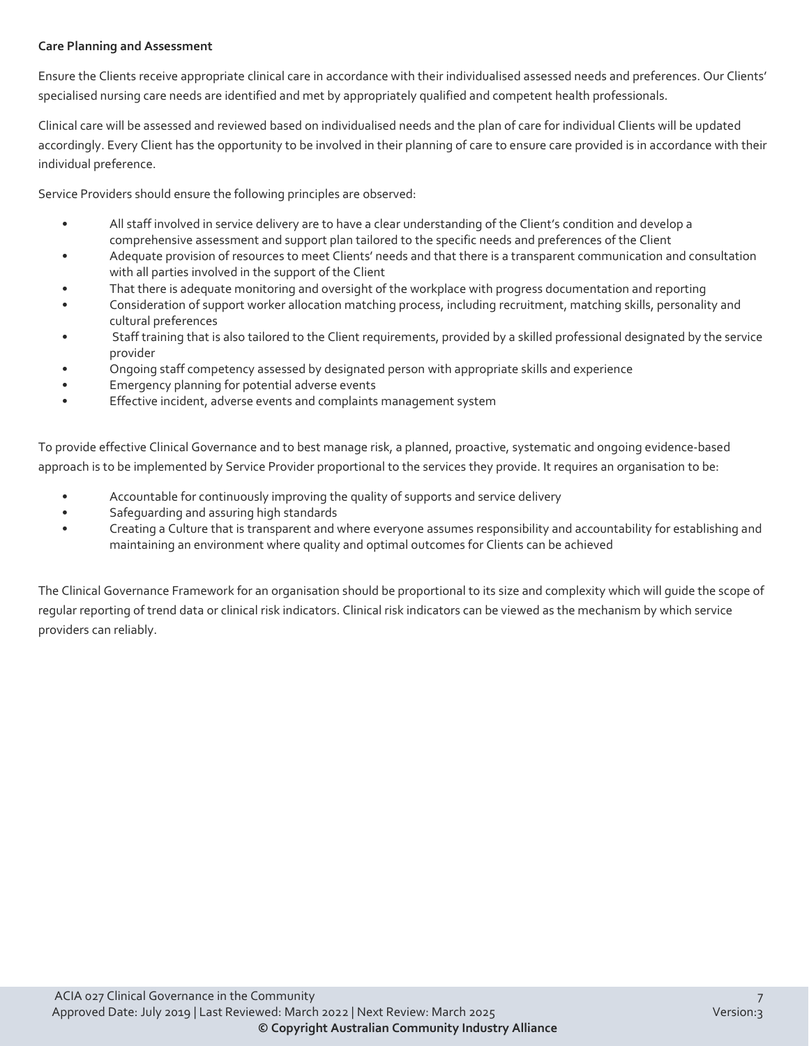**Care Planning and Assessment**

Ensure the Clients receive appropriate clinical care in accordance with their individualised assessed needs and preferences. Our Clients' specialised nursing care needs are identified and met by appropriately qualified and competent health professionals.

Clinical care will be assessed and reviewed based on individualised needs and the plan of care for individual Clients will be updated accordingly. Every Client has the opportunity to be involved in their planning of care to ensure care provided is in accordance with their individual preference.

Service Providers should ensure the following principles are observed:

- All staff involved in service delivery are to have a clear understanding of the Client's condition and develop a comprehensive assessment and support plan tailored to the specific needs and preferences of the Client
- Adequate provision of resources to meet Clients' needs and that there is a transparent communication and consultation with all parties involved in the support of the Client
- That there is adequate monitoring and oversight of the workplace with progress documentation and reporting
- Consideration of support worker allocation matching process, including recruitment, matching skills, personality and cultural preferences
- Staff training that is also tailored to the Client requirements, provided by a skilled professional designated by the service provider
- Ongoing staff competency assessed by designated person with appropriate skills and experience
- Emergency planning for potential adverse events
- Effective incident, adverse events and complaints management system

To provide effective Clinical Governance and to best manage risk, a planned, proactive, systematic and ongoing evidence-based approach is to be implemented by Service Provider proportional to the services they provide. It requires an organisation to be:

- Accountable for continuously improving the quality of supports and service delivery
- Safeguarding and assuring high standards
- Creating a Culture that is transparent and where everyone assumes responsibility and accountability for establishing and maintaining an environment where quality and optimal outcomes for Clients can be achieved

The Clinical Governance Framework for an organisation should be proportional to its size and complexity which will guide the scope of regular reporting of trend data or clinical risk indicators. Clinical risk indicators can be viewed as the mechanism by which service providers can reliably.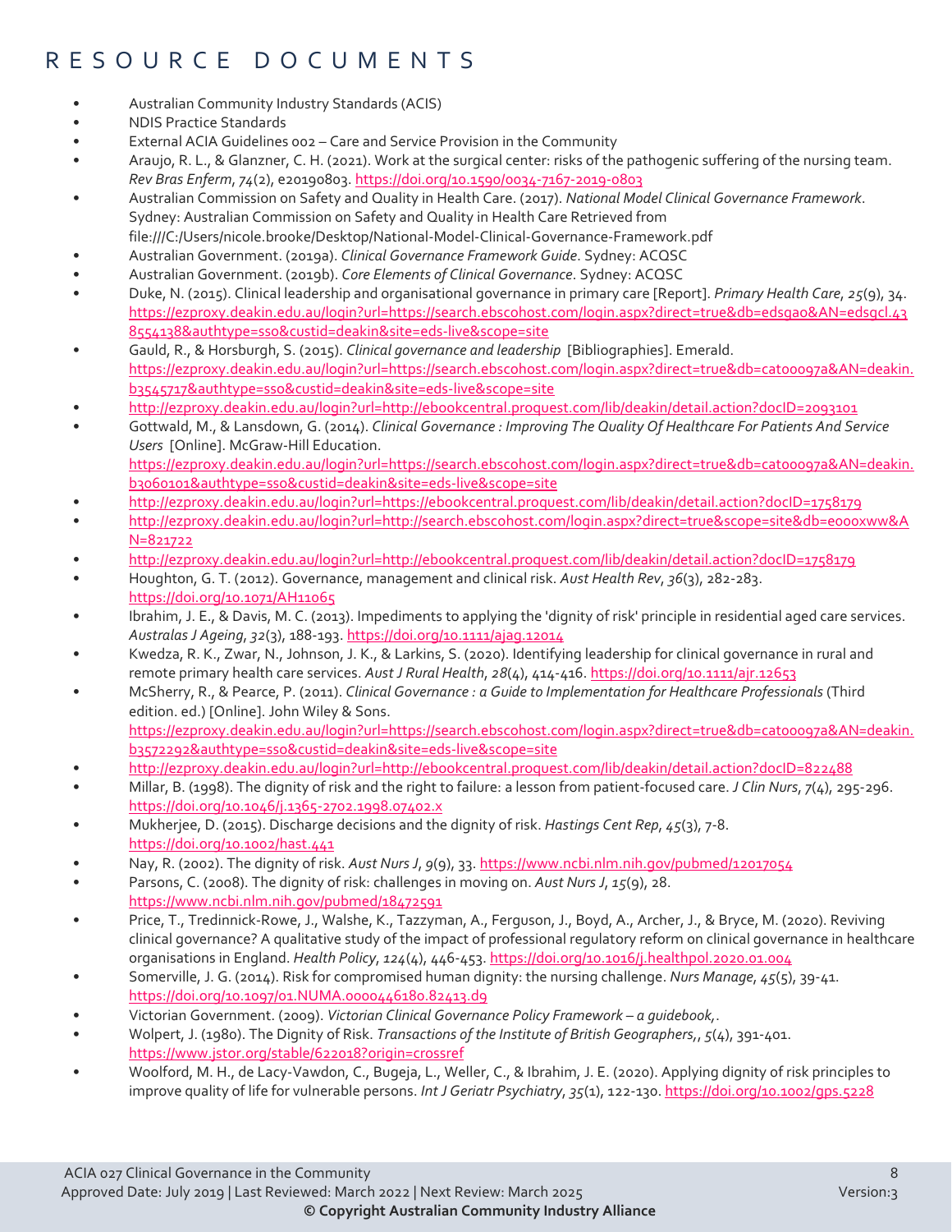# RESOURCE DOCUMENTS

- Australian Community Industry Standards (ACIS)
- NDIS Practice Standards
- External ACIA Guidelines 002 – Care and Service Provision in the Community
- Araujo, R. L., & Glanzner, C. H. (2021). Work at the surgical center: risks of the pathogenic suffering of the nursing team. *Rev Bras Enferm*, *74*(2), e20190803. https://doi.org/10.1590/0034-7167-2019-0803
- Australian Commission on Safety and Quality in Health Care. (2017). *National Model Clinical Governance Framework*. Sydney: Australian Commission on Safety and Quality in Health Care Retrieved from file:///C:/Users/nicole.brooke/Desktop/National-Model-Clinical-Governance-Framework.pdf
- Australian Government. (2019a). *Clinical Governance Framework Guide*. Sydney: ACQSC
- Australian Government. (2019b). *Core Elements of Clinical Governance*. Sydney: ACQSC
- Duke, N. (2015). Clinical leadership and organisational governance in primary care [Report]. *Primary Health Care*, *25*(9), 34. https://ezproxy.deakin.edu.au/login?url=https://search.ebscohost.com/login.aspx?direct=true&db=edsgao&AN=edsgcl.438554138&authtype=sso&custid=deakin&site=eds-live&scope=site
- Gauld, R., & Horsburgh, S. (2015). *Clinical governance and leadership* [Bibliographies]. Emerald. https://ezproxy.deakin.edu.au/login?url=https://search.ebscohost.com/login.aspx?direct=true&db=cat00097a&AN=deakin.b3545717&authtype=sso&custid=deakin&site=eds-live&scope=site
- http://ezproxy.deakin.edu.au/login?url=http://ebookcentral.proquest.com/lib/deakin/detail.action?docID=2093101
- Gottwald, M., & Lansdown, G. (2014). *Clinical Governance : Improving The Quality Of Healthcare For Patients And Service Users* [Online]. McGraw-Hill Education. https://ezproxy.deakin.edu.au/login?url=https://search.ebscohost.com/login.aspx?direct=true&db=cat00097a&AN=deakin.b3060101&authtype=sso&custid=deakin&site=eds-live&scope=site
- http://ezproxy.deakin.edu.au/login?url=https://ebookcentral.proquest.com/lib/deakin/detail.action?docID=1758179
- http://ezproxy.deakin.edu.au/login?url=http://search.ebscohost.com/login.aspx?direct=true&scope=site&db=e000xww&AN=821722
- http://ezproxy.deakin.edu.au/login?url=http://ebookcentral.proquest.com/lib/deakin/detail.action?docID=1758179
- Houghton, G. T. (2012). Governance, management and clinical risk. *Aust Health Rev*, *36*(3), 282-283. https://doi.org/10.1071/AH11065
- Ibrahim, J. E., & Davis, M. C. (2013). Impediments to applying the 'dignity of risk' principle in residential aged care services. *Australas J Ageing*, *32*(3), 188-193. https://doi.org/10.1111/ajag.12014
- Kwedza, R. K., Zwar, N., Johnson, J. K., & Larkins, S. (2020). Identifying leadership for clinical governance in rural and remote primary health care services. *Aust J Rural Health*, *28*(4), 414-416. https://doi.org/10.1111/ajr.12653
- McSherry, R., & Pearce, P. (2011). *Clinical Governance : a Guide to Implementation for Healthcare Professionals* (Third edition. ed.) [Online]. John Wiley & Sons. https://ezproxy.deakin.edu.au/login?url=https://search.ebscohost.com/login.aspx?direct=true&db=cat00097a&AN=deakin.b3572292&authtype=sso&custid=deakin&site=eds-live&scope=site
- http://ezproxy.deakin.edu.au/login?url=http://ebookcentral.proquest.com/lib/deakin/detail.action?docID=822488
- Millar, B. (1998). The dignity of risk and the right to failure: a lesson from patient-focused care. *J Clin Nurs*, *7*(4), 295-296. https://doi.org/10.1046/j.1365-2702.1998.07402.x
- Mukherjee, D. (2015). Discharge decisions and the dignity of risk. *Hastings Cent Rep*, *45*(3), 7-8. https://doi.org/10.1002/hast.441
- Nay, R. (2002). The dignity of risk. *Aust Nurs J*, *9*(9), 33. https://www.ncbi.nlm.nih.gov/pubmed/12017054
- Parsons, C. (2008). The dignity of risk: challenges in moving on. *Aust Nurs J*, *15*(9), 28. https://www.ncbi.nlm.nih.gov/pubmed/18472591
- Price, T., Tredinnick-Rowe, J., Walshe, K., Tazzyman, A., Ferguson, J., Boyd, A., Archer, J., & Bryce, M. (2020). Reviving clinical governance? A qualitative study of the impact of professional regulatory reform on clinical governance in healthcare organisations in England. *Health Policy*, *124*(4), 446-453. https://doi.org/10.1016/j.healthpol.2020.01.004
- Somerville, J. G. (2014). Risk for compromised human dignity: the nursing challenge. *Nurs Manage*, *45*(5), 39-41. https://doi.org/10.1097/01.NUMA.0000446180.82413.d9
- Victorian Government. (2009). *Victorian Clinical Governance Policy Framework – a guidebook,*.
- Wolpert, J. (1980). The Dignity of Risk. *Transactions of the Institute of British Geographers,*, *5*(4), 391-401. https://www.jstor.org/stable/622018?origin=crossref
- Woolford, M. H., de Lacy-Vawdon, C., Bugeja, L., Weller, C., & Ibrahim, J. E. (2020). Applying dignity of risk principles to improve quality of life for vulnerable persons. *Int J Geriatr Psychiatry*, *35*(1), 122-130. https://doi.org/10.1002/gps.5228